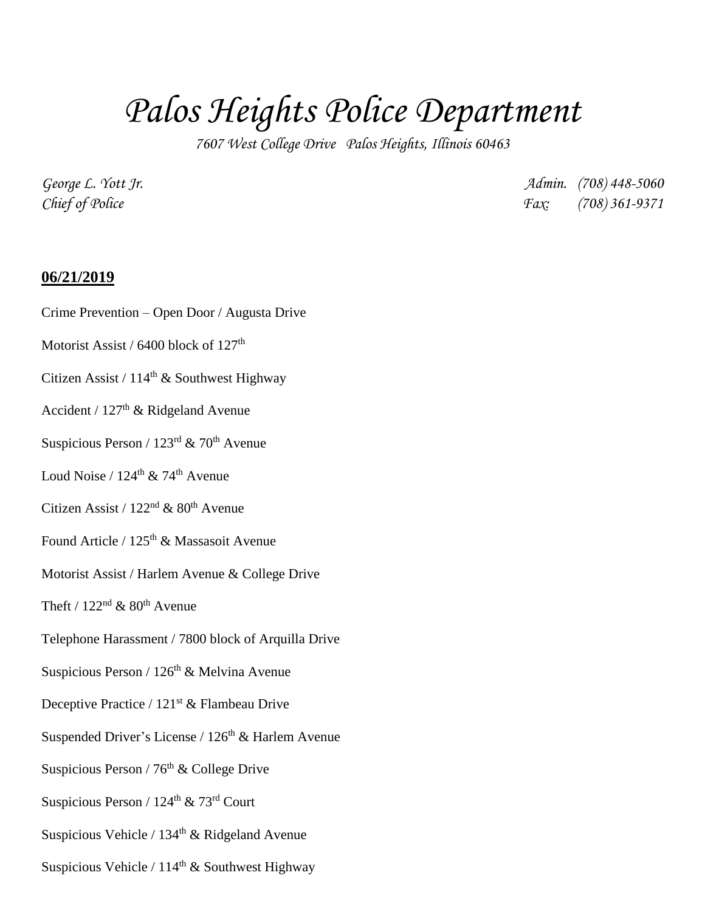# *Palos Heights Police Department*

*7607 West College Drive Palos Heights, Illinois 60463*

*George L. Yott Jr.* *Admin. (708) 448-5060*
*Chief of Police* *Fax: (708) 361-9371*

**06/21/2019**

Crime Prevention – Open Door / Augusta Drive

Motorist Assist / 6400 block of 127th

Citizen Assist / 114th & Southwest Highway

Accident / 127th & Ridgeland Avenue

Suspicious Person / 123rd & 70th Avenue

Loud Noise / 124th & 74th Avenue

Citizen Assist / 122nd & 80th Avenue

Found Article / 125th & Massasoit Avenue

Motorist Assist / Harlem Avenue & College Drive

Theft / 122nd & 80th Avenue

Telephone Harassment / 7800 block of Arquilla Drive

Suspicious Person / 126th & Melvina Avenue

Deceptive Practice / 121st & Flambeau Drive

Suspended Driver's License / 126th & Harlem Avenue

Suspicious Person / 76th & College Drive

Suspicious Person / 124th & 73rd Court

Suspicious Vehicle / 134th & Ridgeland Avenue

Suspicious Vehicle / 114th & Southwest Highway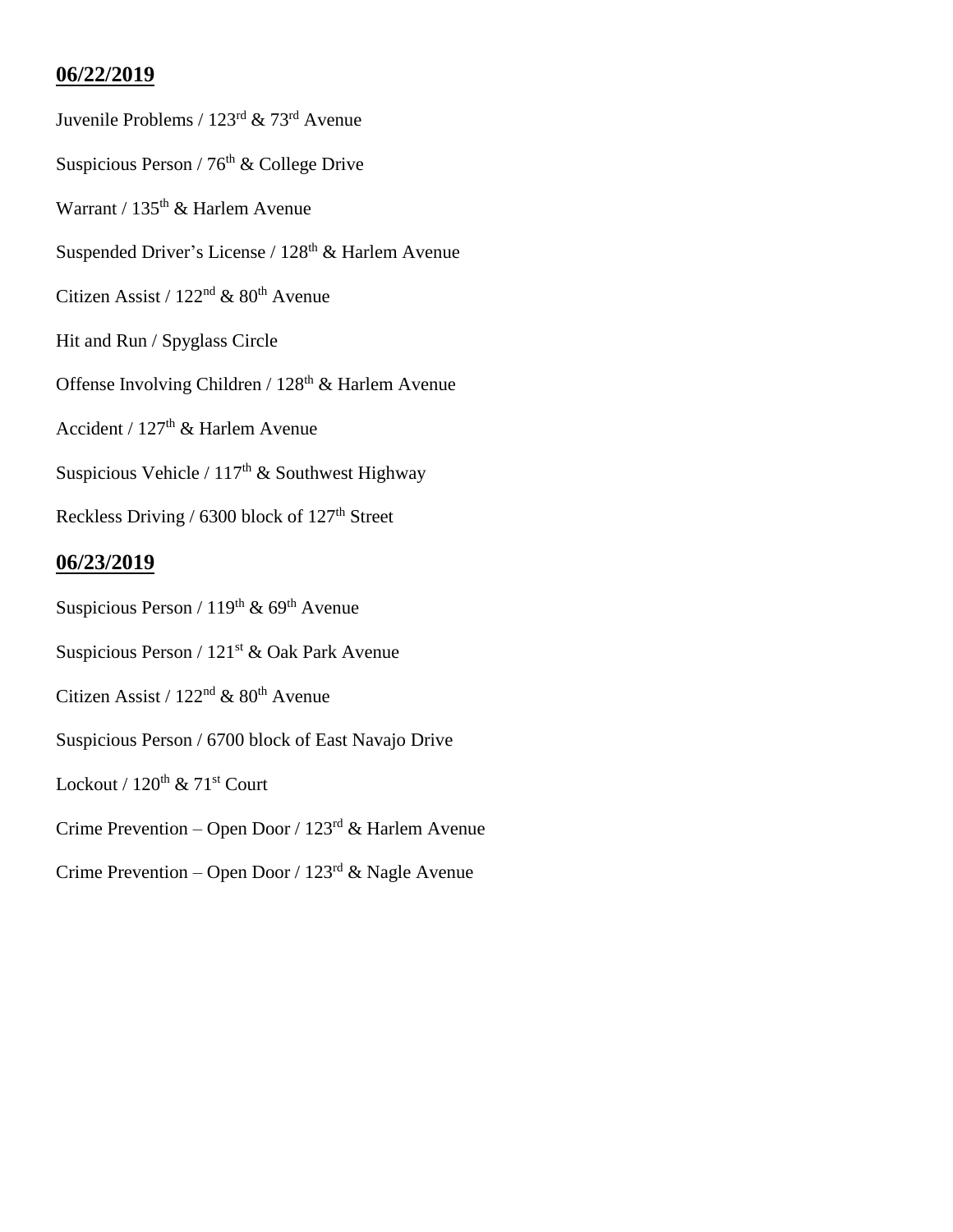## 06/22/2019

Juvenile Problems / 123rd & 73rd Avenue

Suspicious Person / 76th & College Drive

Warrant / 135th & Harlem Avenue

Suspended Driver's License / 128th & Harlem Avenue

Citizen Assist / 122nd & 80th Avenue

Hit and Run / Spyglass Circle

Offense Involving Children / 128th & Harlem Avenue

Accident / 127th & Harlem Avenue

Suspicious Vehicle / 117th & Southwest Highway

Reckless Driving / 6300 block of 127th Street

## 06/23/2019

Suspicious Person / 119th & 69th Avenue

Suspicious Person / 121st & Oak Park Avenue

Citizen Assist / 122nd & 80th Avenue

Suspicious Person / 6700 block of East Navajo Drive

Lockout / 120th & 71st Court

Crime Prevention – Open Door / 123rd & Harlem Avenue

Crime Prevention – Open Door / 123rd & Nagle Avenue